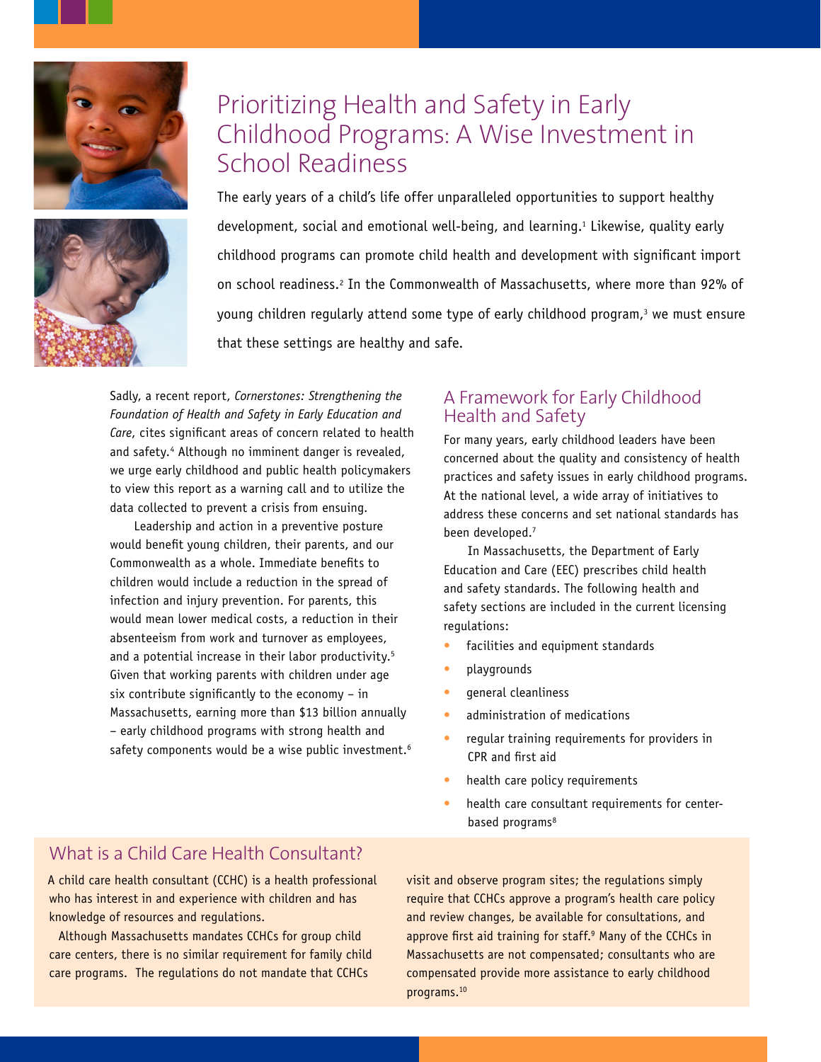# Prioritizing Health and Safety in Early Childhood Programs: A Wise Investment in School Readiness

The early years of a child's life offer unparalleled opportunities to support healthy development, social and emotional well-being, and learning.[1] Likewise, quality early childhood programs can promote child health and development with significant import on school readiness.[2] In the Commonwealth of Massachusetts, where more than 92% of young children regularly attend some type of early childhood program,[3] we must ensure that these settings are healthy and safe.

Sadly, a recent report, *Cornerstones: Strengthening the Foundation of Health and Safety in Early Education and Care*, cites significant areas of concern related to health and safety.[4] Although no imminent danger is revealed, we urge early childhood and public health policymakers to view this report as a warning call and to utilize the data collected to prevent a crisis from ensuing.

Leadership and action in a preventive posture would benefit young children, their parents, and our Commonwealth as a whole. Immediate benefits to children would include a reduction in the spread of infection and injury prevention. For parents, this would mean lower medical costs, a reduction in their absenteeism from work and turnover as employees, and a potential increase in their labor productivity.[5] Given that working parents with children under age six contribute significantly to the economy – in Massachusetts, earning more than $13 billion annually – early childhood programs with strong health and safety components would be a wise public investment.[6]

## A Framework for Early Childhood Health and Safety

For many years, early childhood leaders have been concerned about the quality and consistency of health practices and safety issues in early childhood programs. At the national level, a wide array of initiatives to address these concerns and set national standards has been developed.[7]

In Massachusetts, the Department of Early Education and Care (EEC) prescribes child health and safety standards. The following health and safety sections are included in the current licensing regulations:

- facilities and equipment standards
- playgrounds
- general cleanliness
- administration of medications
- regular training requirements for providers in CPR and first aid
- health care policy requirements
- health care consultant requirements for center-based programs[8]

## What is a Child Care Health Consultant?

A child care health consultant (CCHC) is a health professional who has interest in and experience with children and has knowledge of resources and regulations.

Although Massachusetts mandates CCHCs for group child care centers, there is no similar requirement for family child care programs. The regulations do not mandate that CCHCs visit and observe program sites; the regulations simply require that CCHCs approve a program's health care policy and review changes, be available for consultations, and approve first aid training for staff.[9] Many of the CCHCs in Massachusetts are not compensated; consultants who are compensated provide more assistance to early childhood programs.[10]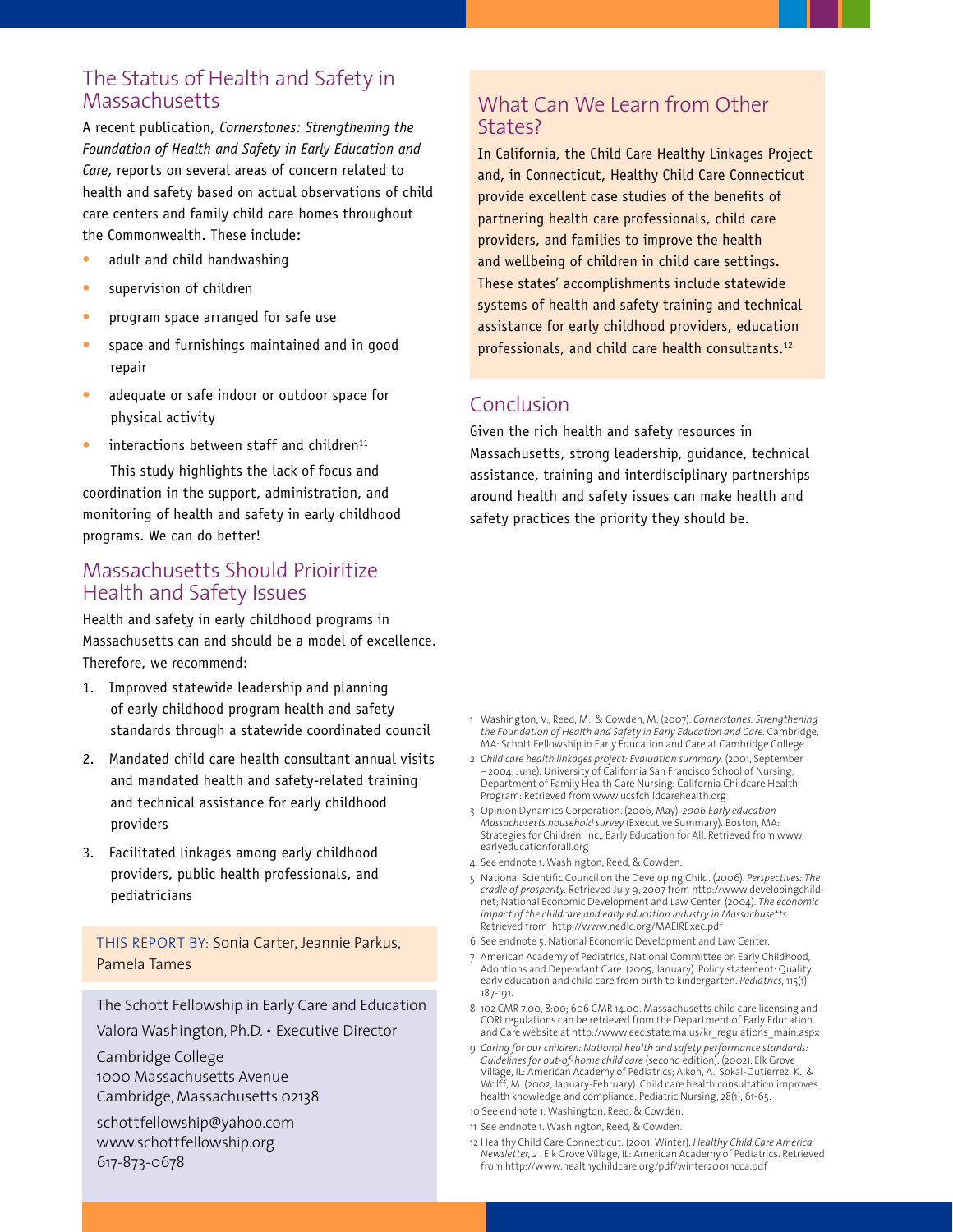## The Status of Health and Safety in Massachusetts

A recent publication, *Cornerstones: Strengthening the Foundation of Health and Safety in Early Education and Care*, reports on several areas of concern related to health and safety based on actual observations of child care centers and family child care homes throughout the Commonwealth. These include:

- adult and child handwashing
- supervision of children
- program space arranged for safe use
- space and furnishings maintained and in good repair
- adequate or safe indoor or outdoor space for physical activity
- interactions between staff and children[11]

This study highlights the lack of focus and coordination in the support, administration, and monitoring of health and safety in early childhood programs. We can do better!

## Massachusetts Should Prioiritize Health and Safety Issues

Health and safety in early childhood programs in Massachusetts can and should be a model of excellence. Therefore, we recommend:

1. Improved statewide leadership and planning of early childhood program health and safety standards through a statewide coordinated council
2. Mandated child care health consultant annual visits and mandated health and safety-related training and technical assistance for early childhood providers
3. Facilitated linkages among early childhood providers, public health professionals, and pediatricians

THIS REPORT BY: Sonia Carter, Jeannie Parkus, Pamela Tames

The Schott Fellowship in Early Care and Education

Valora Washington, Ph.D. • Executive Director

Cambridge College
1000 Massachusetts Avenue
Cambridge, Massachusetts 02138

schottfellowship@yahoo.com
www.schottfellowship.org
617-873-0678

## What Can We Learn from Other States?

In California, the Child Care Healthy Linkages Project and, in Connecticut, Healthy Child Care Connecticut provide excellent case studies of the benefits of partnering health care professionals, child care providers, and families to improve the health and wellbeing of children in child care settings. These states' accomplishments include statewide systems of health and safety training and technical assistance for early childhood providers, education professionals, and child care health consultants.[12]

## Conclusion

Given the rich health and safety resources in Massachusetts, strong leadership, guidance, technical assistance, training and interdisciplinary partnerships around health and safety issues can make health and safety practices the priority they should be.

1 Washington, V., Reed, M., & Cowden, M. (2007). *Cornerstones: Strengthening the Foundation of Health and Safety in Early Education and Care.* Cambridge, MA: Schott Fellowship in Early Education and Care at Cambridge College.

2 *Child care health linkages project: Evaluation summary.* (2001, September – 2004, June). University of California San Francisco School of Nursing, Department of Family Health Care Nursing: California Childcare Health Program: Retrieved from www.ucsfchildcarehealth.org

3 Opinion Dynamics Corporation. (2006, May). *2006 Early education Massachusetts household survey* (Executive Summary). Boston, MA: Strategies for Children, Inc., Early Education for All. Retrieved from www.earlyeducationforall.org

4 See endnote 1. Washington, Reed, & Cowden.

5 National Scientific Council on the Developing Child. (2006). *Perspectives: The cradle of prosperity.* Retrieved July 9, 2007 from http://www.developingchild.net; National Economic Development and Law Center. (2004). *The economic impact of the childcare and early education industry in Massachusetts.* Retrieved from http://www.nedlc.org/MAEIRExec.pdf

6 See endnote 5. National Economic Development and Law Center.

7 American Academy of Pediatrics, National Committee on Early Childhood, Adoptions and Dependant Care. (2005, January). Policy statement: Quality early education and child care from birth to kindergarten. *Pediatrics*, 115(1), 187-191.

8 102 CMR 7.00, 8:00; 606 CMR 14.00. Massachusetts child care licensing and CORI regulations can be retrieved from the Department of Early Education and Care website at http://www.eec.state.ma.us/kr_regulations_main.aspx

9 *Caring for our children: National health and safety performance standards: Guidelines for out-of-home child care* (second edition). (2002). Elk Grove Village, IL: American Academy of Pediatrics; Alkon, A., Sokal-Gutierrez, K., & Wolff, M. (2002, January-February). Child care health consultation improves health knowledge and compliance. Pediatric Nursing, 28(1), 61-65.

10 See endnote 1. Washington, Reed, & Cowden.

11 See endnote 1. Washington, Reed, & Cowden.

12 Healthy Child Care Connecticut. (2001, Winter). *Healthy Child Care America Newsletter, 2* . Elk Grove Village, IL: American Academy of Pediatrics. Retrieved from http://www.healthychildcare.org/pdf/winter2001hcca.pdf